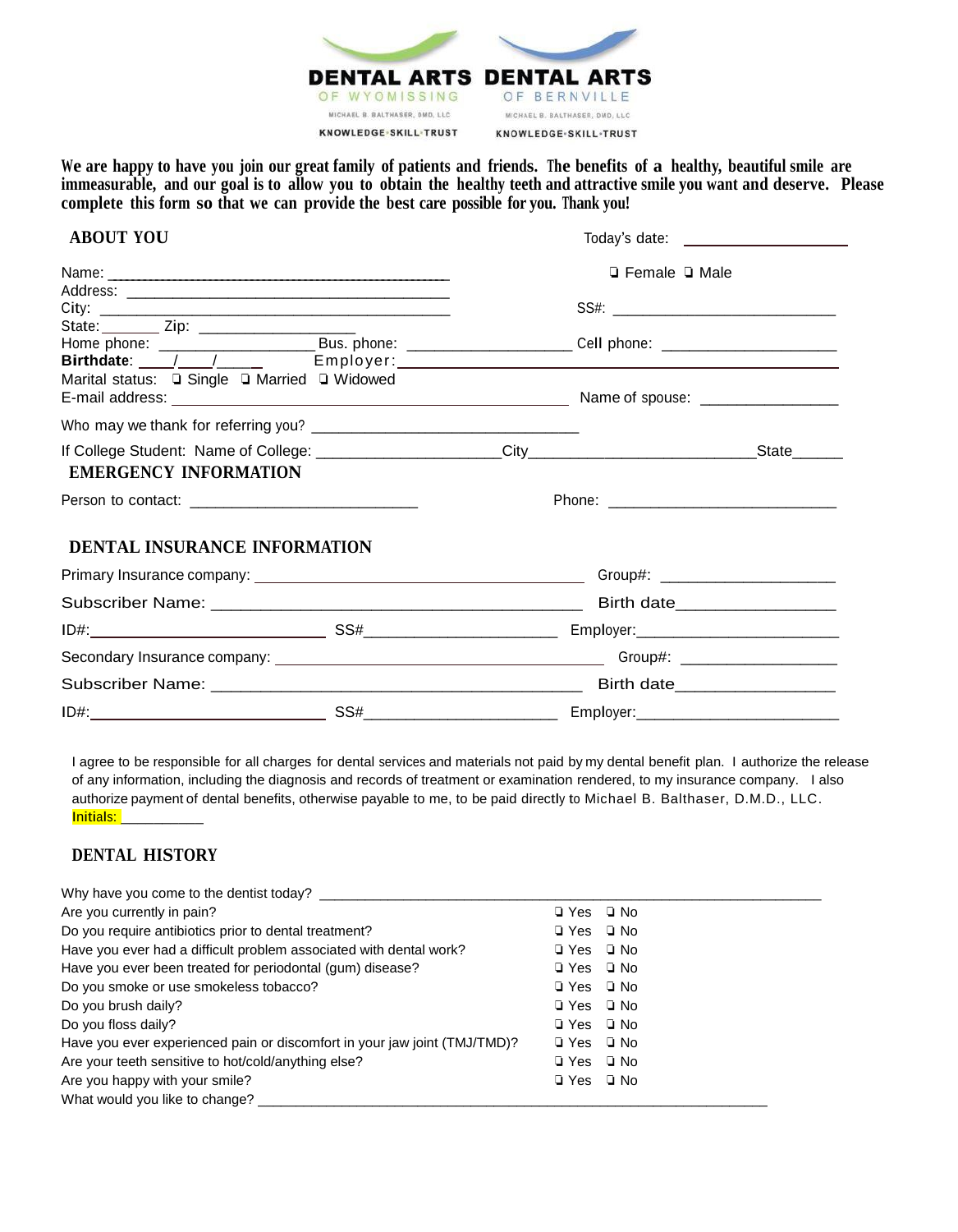**DENTAL ARTS** OF WYOMISSING — MICHAEL B. BALTHASER, DMD, LLC — KNOWLEDGE•SKILL•TRUST

**DENTAL ARTS** OF BERNVILLE — MICHAEL B. BALTHASER, DMD, LLC — KNOWLEDGE•SKILL•TRUST

**We are happy to have you join our great family of patients and friends. The benefits of a healthy, beautiful smile are immeasurable, and our goal is to allow you to obtain the healthy teeth and attractive smile you want and deserve. Please complete this form so that we can provide the best care possible for you. Thank you!**

## ABOUT YOU

Today's date: ____________________

Name: ______________________________________________ ❑ Female ❑ Male

Address: ____________________________________________

City: ______________________________________________ SS#: ____________________________

State: _______ Zip: ____________________

Home phone: __________________ Bus. phone: ____________________ Cell phone: ______________________

**Birthdate**: ____/____/_____ Employer: ______________________________________________

Marital status: ❑ Single ❑ Married ❑ Widowed

E-mail address: ______________________________________________ Name of spouse: _________________

Who may we thank for referring you? ________________________________

If College Student: Name of College: ______________________City___________________________State______

## EMERGENCY INFORMATION

Person to contact: ____________________________ Phone: ____________________________

## DENTAL INSURANCE INFORMATION

Primary Insurance company: ________________________________________ Group#: _____________________

Subscriber Name: ________________________________________ Birth date_________________

ID#: ____________________________ SS#________________________ Employer:________________________

Secondary Insurance company: ________________________________________ Group#: ___________________

Subscriber Name: ________________________________________ Birth date_________________

ID#: ____________________________ SS#________________________ Employer:________________________

I agree to be responsible for all charges for dental services and materials not paid by my dental benefit plan. I authorize the release of any information, including the diagnosis and records of treatment or examination rendered, to my insurance company. I also authorize payment of dental benefits, otherwise payable to me, to be paid directly to Michael B. Balthaser, D.M.D., LLC.
Initials: ___________

## DENTAL HISTORY

Why have you come to the dentist today? ______________________________________________________________

| | | |
|---|---|---|
| Are you currently in pain? | ❑ Yes | ❑ No |
| Do you require antibiotics prior to dental treatment? | ❑ Yes | ❑ No |
| Have you ever had a difficult problem associated with dental work? | ❑ Yes | ❑ No |
| Have you ever been treated for periodontal (gum) disease? | ❑ Yes | ❑ No |
| Do you smoke or use smokeless tobacco? | ❑ Yes | ❑ No |
| Do you brush daily? | ❑ Yes | ❑ No |
| Do you floss daily? | ❑ Yes | ❑ No |
| Have you ever experienced pain or discomfort in your jaw joint (TMJ/TMD)? | ❑ Yes | ❑ No |
| Are your teeth sensitive to hot/cold/anything else? | ❑ Yes | ❑ No |
| Are you happy with your smile? | ❑ Yes | ❑ No |

What would you like to change? ______________________________________________________________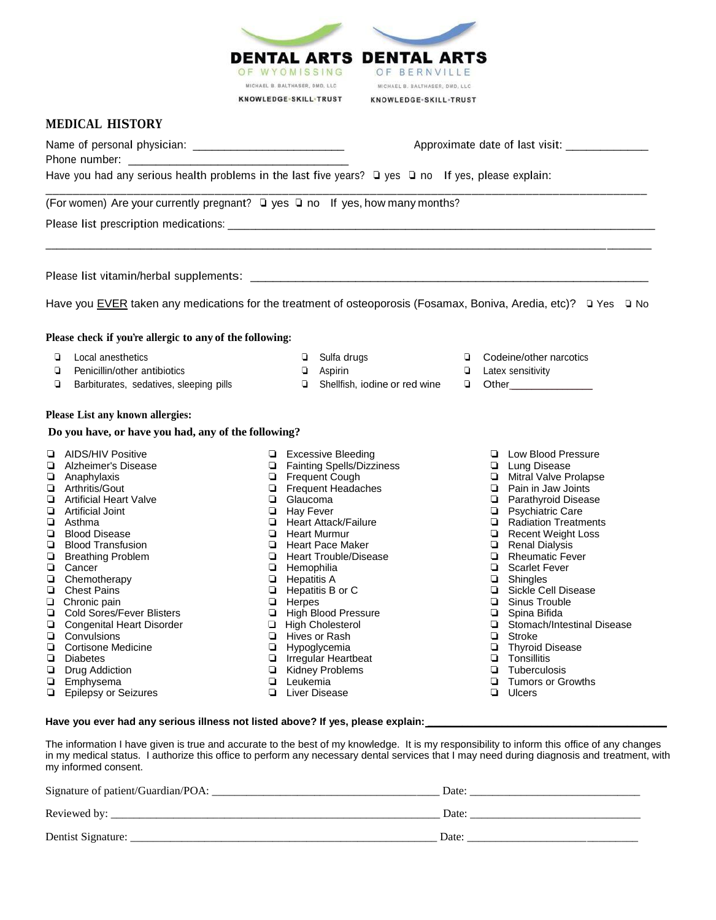**DENTAL ARTS** OF WYOMISSING
MICHAEL B. BALTHASER, DMD, LLC
KNOWLEDGE • SKILL • TRUST

**DENTAL ARTS** OF BERNVILLE
MICHAEL B. BALTHASER, DMD, LLC
KNOWLEDGE • SKILL • TRUST

## MEDICAL HISTORY

Name of personal physician: ________________________ Approximate date of last visit: _____________

Phone number: ___________________________________

Have you had any serious health problems in the last five years? ❏ yes ❏ no If yes, please explain:

______________________________________________________________________________________________

(For women) Are your currently pregnant? ❏ yes ❏ no If yes, how many months?

Please list prescription medications: ____________________________________________________________

______________________________________________________________________________________________

Please list vitamin/herbal supplements: _________________________________________________________

Have you EVER taken any medications for the treatment of osteoporosis (Fosamax, Boniva, Aredia, etc)? ❏ Yes ❏ No

**Please check if you're allergic to any of the following:**

- ❏ Local anesthetics
- ❏ Penicillin/other antibiotics
- ❏ Barbiturates, sedatives, sleeping pills
- ❏ Sulfa drugs
- ❏ Aspirin
- ❏ Shellfish, iodine or red wine
- ❏ Codeine/other narcotics
- ❏ Latex sensitivity
- ❏ Other______________

**Please List any known allergies:**

**Do you have, or have you had, any of the following?**

- ❏ AIDS/HIV Positive
- ❏ Alzheimer's Disease
- ❏ Anaphylaxis
- ❏ Arthritis/Gout
- ❏ Artificial Heart Valve
- ❏ Artificial Joint
- ❏ Asthma
- ❏ Blood Disease
- ❏ Blood Transfusion
- ❏ Breathing Problem
- ❏ Cancer
- ❏ Chemotherapy
- ❏ Chest Pains
- ❏ Chronic pain
- ❏ Cold Sores/Fever Blisters
- ❏ Congenital Heart Disorder
- ❏ Convulsions
- ❏ Cortisone Medicine
- ❏ Diabetes
- ❏ Drug Addiction
- ❏ Emphysema
- ❏ Epilepsy or Seizures
- ❏ Excessive Bleeding
- ❏ Fainting Spells/Dizziness
- ❏ Frequent Cough
- ❏ Frequent Headaches
- ❏ Glaucoma
- ❏ Hay Fever
- ❏ Heart Attack/Failure
- ❏ Heart Murmur
- ❏ Heart Pace Maker
- ❏ Heart Trouble/Disease
- ❏ Hemophilia
- ❏ Hepatitis A
- ❏ Hepatitis B or C
- ❏ Herpes
- ❏ High Blood Pressure
- ❏ High Cholesterol
- ❏ Hives or Rash
- ❏ Hypoglycemia
- ❏ Irregular Heartbeat
- ❏ Kidney Problems
- ❏ Leukemia
- ❏ Liver Disease
- ❏ Low Blood Pressure
- ❏ Lung Disease
- ❏ Mitral Valve Prolapse
- ❏ Pain in Jaw Joints
- ❏ Parathyroid Disease
- ❏ Psychiatric Care
- ❏ Radiation Treatments
- ❏ Recent Weight Loss
- ❏ Renal Dialysis
- ❏ Rheumatic Fever
- ❏ Scarlet Fever
- ❏ Shingles
- ❏ Sickle Cell Disease
- ❏ Sinus Trouble
- ❏ Spina Bifida
- ❏ Stomach/Intestinal Disease
- ❏ Stroke
- ❏ Thyroid Disease
- ❏ Tonsillitis
- ❏ Tuberculosis
- ❏ Tumors or Growths
- ❏ Ulcers

**Have you ever had any serious illness not listed above? If yes, please explain:**________________________________

The information I have given is true and accurate to the best of my knowledge. It is my responsibility to inform this office of any changes in my medical status. I authorize this office to perform any necessary dental services that I may need during diagnosis and treatment, with my informed consent.

Signature of patient/Guardian/POA: ________________________________________ Date: ______________________________

Reviewed by: ____________________________________________________________ Date: ______________________________

Dentist Signature: ________________________________________________________ Date: ______________________________